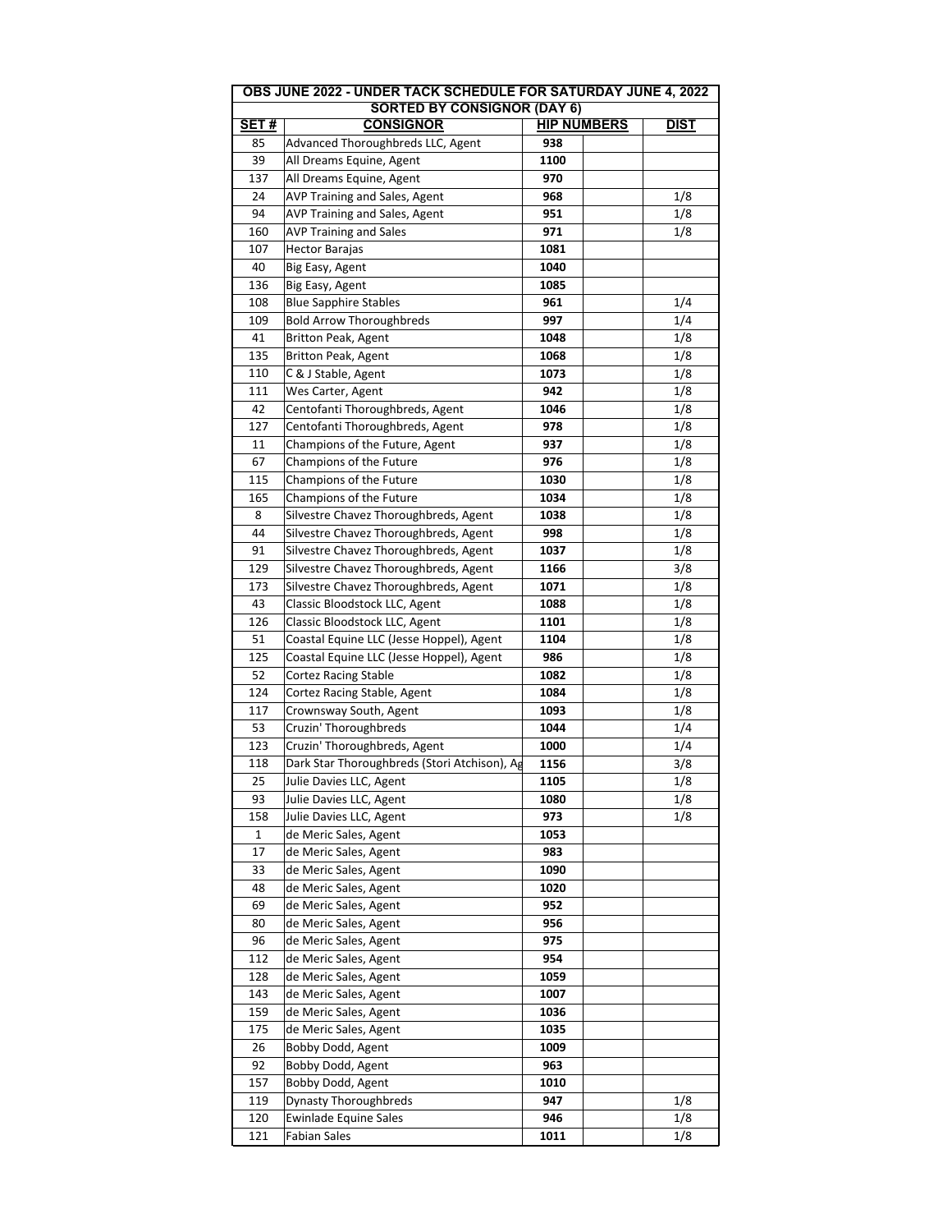| OBS JUNE 2022 - UNDER TACK SCHEDULE FOR SATURDAY JUNE 4, 2022 | | | | |
|---|---|---|---|---|
| SORTED BY CONSIGNOR (DAY 6) | | | | |
| **SET #** | **CONSIGNOR** | **HIP NUMBERS** | | **DIST** |
| 85 | Advanced Thoroughbreds LLC, Agent | 938 | | |
| 39 | All Dreams Equine, Agent | 1100 | | |
| 137 | All Dreams Equine, Agent | 970 | | |
| 24 | AVP Training and Sales, Agent | 968 | | 1/8 |
| 94 | AVP Training and Sales, Agent | 951 | | 1/8 |
| 160 | AVP Training and Sales | 971 | | 1/8 |
| 107 | Hector Barajas | 1081 | | |
| 40 | Big Easy, Agent | 1040 | | |
| 136 | Big Easy, Agent | 1085 | | |
| 108 | Blue Sapphire Stables | 961 | | 1/4 |
| 109 | Bold Arrow Thoroughbreds | 997 | | 1/4 |
| 41 | Britton Peak, Agent | 1048 | | 1/8 |
| 135 | Britton Peak, Agent | 1068 | | 1/8 |
| 110 | C & J Stable, Agent | 1073 | | 1/8 |
| 111 | Wes Carter, Agent | 942 | | 1/8 |
| 42 | Centofanti Thoroughbreds, Agent | 1046 | | 1/8 |
| 127 | Centofanti Thoroughbreds, Agent | 978 | | 1/8 |
| 11 | Champions of the Future, Agent | 937 | | 1/8 |
| 67 | Champions of the Future | 976 | | 1/8 |
| 115 | Champions of the Future | 1030 | | 1/8 |
| 165 | Champions of the Future | 1034 | | 1/8 |
| 8 | Silvestre Chavez Thoroughbreds, Agent | 1038 | | 1/8 |
| 44 | Silvestre Chavez Thoroughbreds, Agent | 998 | | 1/8 |
| 91 | Silvestre Chavez Thoroughbreds, Agent | 1037 | | 1/8 |
| 129 | Silvestre Chavez Thoroughbreds, Agent | 1166 | | 3/8 |
| 173 | Silvestre Chavez Thoroughbreds, Agent | 1071 | | 1/8 |
| 43 | Classic Bloodstock LLC, Agent | 1088 | | 1/8 |
| 126 | Classic Bloodstock LLC, Agent | 1101 | | 1/8 |
| 51 | Coastal Equine LLC (Jesse Hoppel), Agent | 1104 | | 1/8 |
| 125 | Coastal Equine LLC (Jesse Hoppel), Agent | 986 | | 1/8 |
| 52 | Cortez Racing Stable | 1082 | | 1/8 |
| 124 | Cortez Racing Stable, Agent | 1084 | | 1/8 |
| 117 | Crownsway South, Agent | 1093 | | 1/8 |
| 53 | Cruzin' Thoroughbreds | 1044 | | 1/4 |
| 123 | Cruzin' Thoroughbreds, Agent | 1000 | | 1/4 |
| 118 | Dark Star Thoroughbreds (Stori Atchison), Ag | 1156 | | 3/8 |
| 25 | Julie Davies LLC, Agent | 1105 | | 1/8 |
| 93 | Julie Davies LLC, Agent | 1080 | | 1/8 |
| 158 | Julie Davies LLC, Agent | 973 | | 1/8 |
| 1 | de Meric Sales, Agent | 1053 | | |
| 17 | de Meric Sales, Agent | 983 | | |
| 33 | de Meric Sales, Agent | 1090 | | |
| 48 | de Meric Sales, Agent | 1020 | | |
| 69 | de Meric Sales, Agent | 952 | | |
| 80 | de Meric Sales, Agent | 956 | | |
| 96 | de Meric Sales, Agent | 975 | | |
| 112 | de Meric Sales, Agent | 954 | | |
| 128 | de Meric Sales, Agent | 1059 | | |
| 143 | de Meric Sales, Agent | 1007 | | |
| 159 | de Meric Sales, Agent | 1036 | | |
| 175 | de Meric Sales, Agent | 1035 | | |
| 26 | Bobby Dodd, Agent | 1009 | | |
| 92 | Bobby Dodd, Agent | 963 | | |
| 157 | Bobby Dodd, Agent | 1010 | | |
| 119 | Dynasty Thoroughbreds | 947 | | 1/8 |
| 120 | Ewinlade Equine Sales | 946 | | 1/8 |
| 121 | Fabian Sales | 1011 | | 1/8 |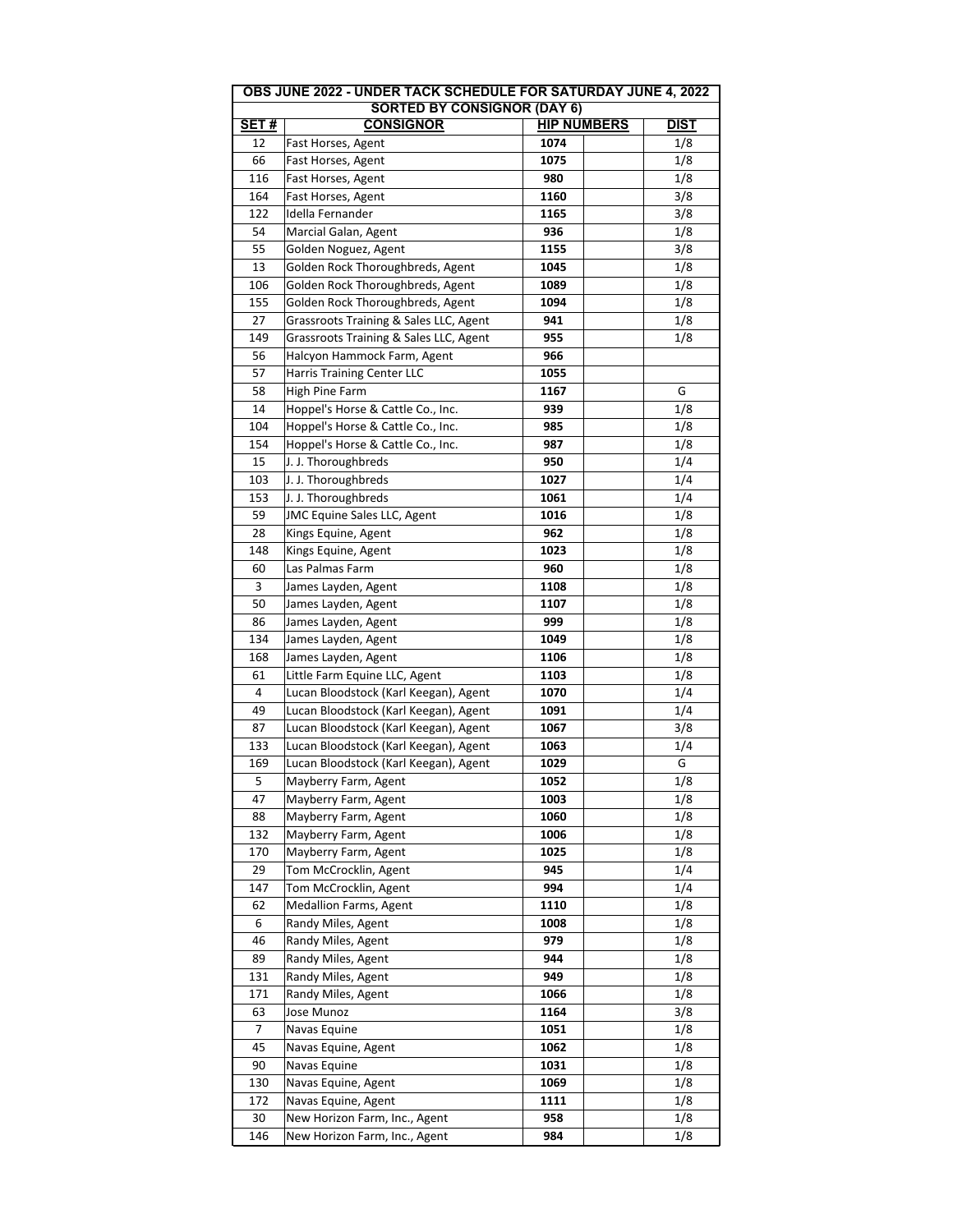| OBS JUNE 2022 - UNDER TACK SCHEDULE FOR SATURDAY JUNE 4, 2022 | | | | |
|---|---|---|---|---|
| SORTED BY CONSIGNOR (DAY 6) | | | | |
| **SET #** | **CONSIGNOR** | **HIP NUMBERS** | | **DIST** |
| 12 | Fast Horses, Agent | **1074** | | 1/8 |
| 66 | Fast Horses, Agent | **1075** | | 1/8 |
| 116 | Fast Horses, Agent | **980** | | 1/8 |
| 164 | Fast Horses, Agent | **1160** | | 3/8 |
| 122 | Idella Fernander | **1165** | | 3/8 |
| 54 | Marcial Galan, Agent | **936** | | 1/8 |
| 55 | Golden Noguez, Agent | **1155** | | 3/8 |
| 13 | Golden Rock Thoroughbreds, Agent | **1045** | | 1/8 |
| 106 | Golden Rock Thoroughbreds, Agent | **1089** | | 1/8 |
| 155 | Golden Rock Thoroughbreds, Agent | **1094** | | 1/8 |
| 27 | Grassroots Training & Sales LLC, Agent | **941** | | 1/8 |
| 149 | Grassroots Training & Sales LLC, Agent | **955** | | 1/8 |
| 56 | Halcyon Hammock Farm, Agent | **966** | | |
| 57 | Harris Training Center LLC | **1055** | | |
| 58 | High Pine Farm | **1167** | | G |
| 14 | Hoppel's Horse & Cattle Co., Inc. | **939** | | 1/8 |
| 104 | Hoppel's Horse & Cattle Co., Inc. | **985** | | 1/8 |
| 154 | Hoppel's Horse & Cattle Co., Inc. | **987** | | 1/8 |
| 15 | J. J. Thoroughbreds | **950** | | 1/4 |
| 103 | J. J. Thoroughbreds | **1027** | | 1/4 |
| 153 | J. J. Thoroughbreds | **1061** | | 1/4 |
| 59 | JMC Equine Sales LLC, Agent | **1016** | | 1/8 |
| 28 | Kings Equine, Agent | **962** | | 1/8 |
| 148 | Kings Equine, Agent | **1023** | | 1/8 |
| 60 | Las Palmas Farm | **960** | | 1/8 |
| 3 | James Layden, Agent | **1108** | | 1/8 |
| 50 | James Layden, Agent | **1107** | | 1/8 |
| 86 | James Layden, Agent | **999** | | 1/8 |
| 134 | James Layden, Agent | **1049** | | 1/8 |
| 168 | James Layden, Agent | **1106** | | 1/8 |
| 61 | Little Farm Equine LLC, Agent | **1103** | | 1/8 |
| 4 | Lucan Bloodstock (Karl Keegan), Agent | **1070** | | 1/4 |
| 49 | Lucan Bloodstock (Karl Keegan), Agent | **1091** | | 1/4 |
| 87 | Lucan Bloodstock (Karl Keegan), Agent | **1067** | | 3/8 |
| 133 | Lucan Bloodstock (Karl Keegan), Agent | **1063** | | 1/4 |
| 169 | Lucan Bloodstock (Karl Keegan), Agent | **1029** | | G |
| 5 | Mayberry Farm, Agent | **1052** | | 1/8 |
| 47 | Mayberry Farm, Agent | **1003** | | 1/8 |
| 88 | Mayberry Farm, Agent | **1060** | | 1/8 |
| 132 | Mayberry Farm, Agent | **1006** | | 1/8 |
| 170 | Mayberry Farm, Agent | **1025** | | 1/8 |
| 29 | Tom McCrocklin, Agent | **945** | | 1/4 |
| 147 | Tom McCrocklin, Agent | **994** | | 1/4 |
| 62 | Medallion Farms, Agent | **1110** | | 1/8 |
| 6 | Randy Miles, Agent | **1008** | | 1/8 |
| 46 | Randy Miles, Agent | **979** | | 1/8 |
| 89 | Randy Miles, Agent | **944** | | 1/8 |
| 131 | Randy Miles, Agent | **949** | | 1/8 |
| 171 | Randy Miles, Agent | **1066** | | 1/8 |
| 63 | Jose Munoz | **1164** | | 3/8 |
| 7 | Navas Equine | **1051** | | 1/8 |
| 45 | Navas Equine, Agent | **1062** | | 1/8 |
| 90 | Navas Equine | **1031** | | 1/8 |
| 130 | Navas Equine, Agent | **1069** | | 1/8 |
| 172 | Navas Equine, Agent | **1111** | | 1/8 |
| 30 | New Horizon Farm, Inc., Agent | **958** | | 1/8 |
| 146 | New Horizon Farm, Inc., Agent | **984** | | 1/8 |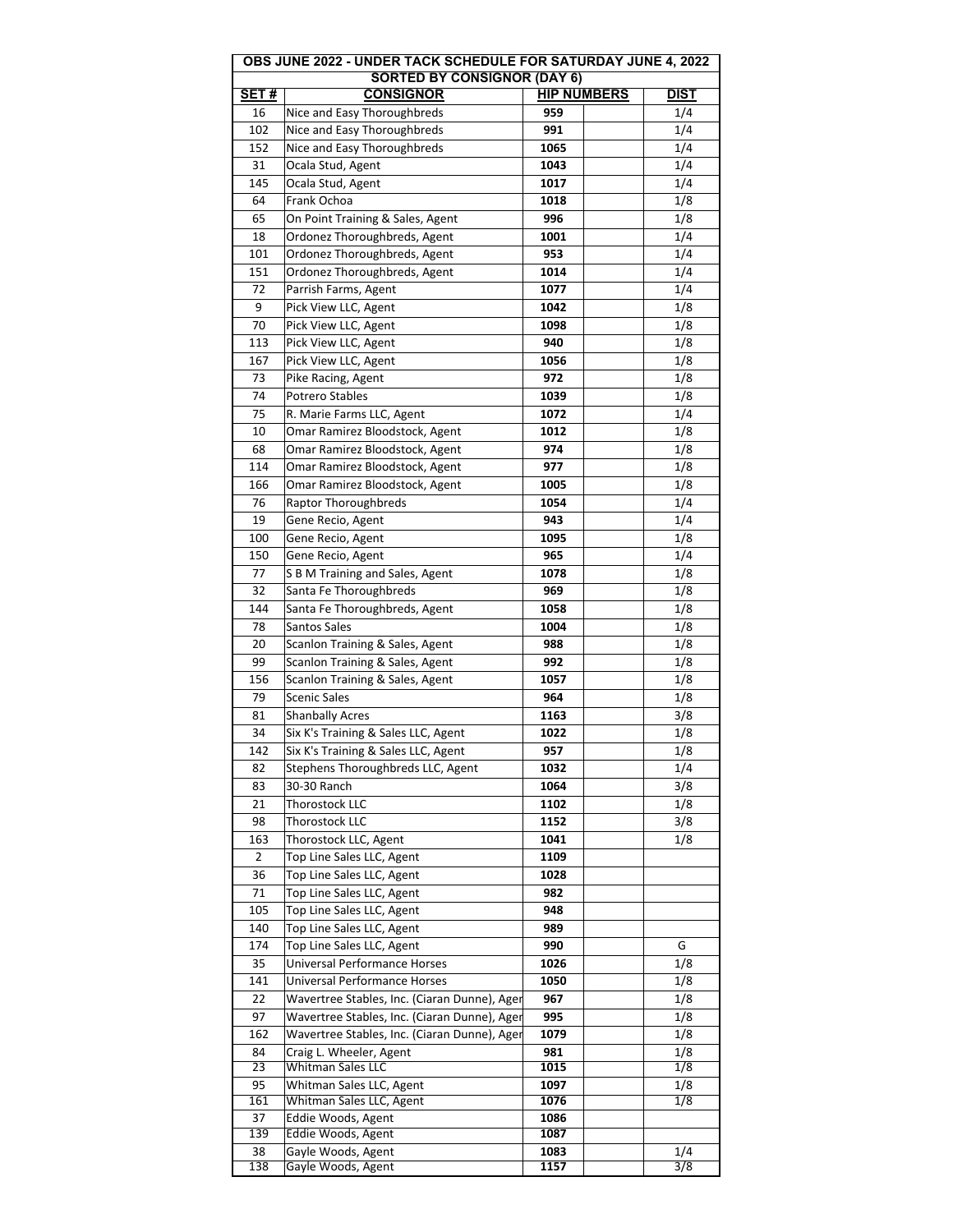| OBS JUNE 2022 - UNDER TACK SCHEDULE FOR SATURDAY JUNE 4, 2022 | | | | |
|---|---|---|---|---|
| SORTED BY CONSIGNOR (DAY 6) | | | | |
| **SET #** | **CONSIGNOR** | **HIP NUMBERS** | | **DIST** |
| 16 | Nice and Easy Thoroughbreds | 959 | | 1/4 |
| 102 | Nice and Easy Thoroughbreds | 991 | | 1/4 |
| 152 | Nice and Easy Thoroughbreds | 1065 | | 1/4 |
| 31 | Ocala Stud, Agent | 1043 | | 1/4 |
| 145 | Ocala Stud, Agent | 1017 | | 1/4 |
| 64 | Frank Ochoa | 1018 | | 1/8 |
| 65 | On Point Training & Sales, Agent | 996 | | 1/8 |
| 18 | Ordonez Thoroughbreds, Agent | 1001 | | 1/4 |
| 101 | Ordonez Thoroughbreds, Agent | 953 | | 1/4 |
| 151 | Ordonez Thoroughbreds, Agent | 1014 | | 1/4 |
| 72 | Parrish Farms, Agent | 1077 | | 1/4 |
| 9 | Pick View LLC, Agent | 1042 | | 1/8 |
| 70 | Pick View LLC, Agent | 1098 | | 1/8 |
| 113 | Pick View LLC, Agent | 940 | | 1/8 |
| 167 | Pick View LLC, Agent | 1056 | | 1/8 |
| 73 | Pike Racing, Agent | 972 | | 1/8 |
| 74 | Potrero Stables | 1039 | | 1/8 |
| 75 | R. Marie Farms LLC, Agent | 1072 | | 1/4 |
| 10 | Omar Ramirez Bloodstock, Agent | 1012 | | 1/8 |
| 68 | Omar Ramirez Bloodstock, Agent | 974 | | 1/8 |
| 114 | Omar Ramirez Bloodstock, Agent | 977 | | 1/8 |
| 166 | Omar Ramirez Bloodstock, Agent | 1005 | | 1/8 |
| 76 | Raptor Thoroughbreds | 1054 | | 1/4 |
| 19 | Gene Recio, Agent | 943 | | 1/4 |
| 100 | Gene Recio, Agent | 1095 | | 1/8 |
| 150 | Gene Recio, Agent | 965 | | 1/4 |
| 77 | S B M Training and Sales, Agent | 1078 | | 1/8 |
| 32 | Santa Fe Thoroughbreds | 969 | | 1/8 |
| 144 | Santa Fe Thoroughbreds, Agent | 1058 | | 1/8 |
| 78 | Santos Sales | 1004 | | 1/8 |
| 20 | Scanlon Training & Sales, Agent | 988 | | 1/8 |
| 99 | Scanlon Training & Sales, Agent | 992 | | 1/8 |
| 156 | Scanlon Training & Sales, Agent | 1057 | | 1/8 |
| 79 | Scenic Sales | 964 | | 1/8 |
| 81 | Shanbally Acres | 1163 | | 3/8 |
| 34 | Six K's Training & Sales LLC, Agent | 1022 | | 1/8 |
| 142 | Six K's Training & Sales LLC, Agent | 957 | | 1/8 |
| 82 | Stephens Thoroughbreds LLC, Agent | 1032 | | 1/4 |
| 83 | 30-30 Ranch | 1064 | | 3/8 |
| 21 | Thorostock LLC | 1102 | | 1/8 |
| 98 | Thorostock LLC | 1152 | | 3/8 |
| 163 | Thorostock LLC, Agent | 1041 | | 1/8 |
| 2 | Top Line Sales LLC, Agent | 1109 | | |
| 36 | Top Line Sales LLC, Agent | 1028 | | |
| 71 | Top Line Sales LLC, Agent | 982 | | |
| 105 | Top Line Sales LLC, Agent | 948 | | |
| 140 | Top Line Sales LLC, Agent | 989 | | |
| 174 | Top Line Sales LLC, Agent | 990 | | G |
| 35 | Universal Performance Horses | 1026 | | 1/8 |
| 141 | Universal Performance Horses | 1050 | | 1/8 |
| 22 | Wavertree Stables, Inc. (Ciaran Dunne), Ager | 967 | | 1/8 |
| 97 | Wavertree Stables, Inc. (Ciaran Dunne), Ager | 995 | | 1/8 |
| 162 | Wavertree Stables, Inc. (Ciaran Dunne), Ager | 1079 | | 1/8 |
| 84 | Craig L. Wheeler, Agent | 981 | | 1/8 |
| 23 | Whitman Sales LLC | 1015 | | 1/8 |
| 95 | Whitman Sales LLC, Agent | 1097 | | 1/8 |
| 161 | Whitman Sales LLC, Agent | 1076 | | 1/8 |
| 37 | Eddie Woods, Agent | 1086 | | |
| 139 | Eddie Woods, Agent | 1087 | | |
| 38 | Gayle Woods, Agent | 1083 | | 1/4 |
| 138 | Gayle Woods, Agent | 1157 | | 3/8 |